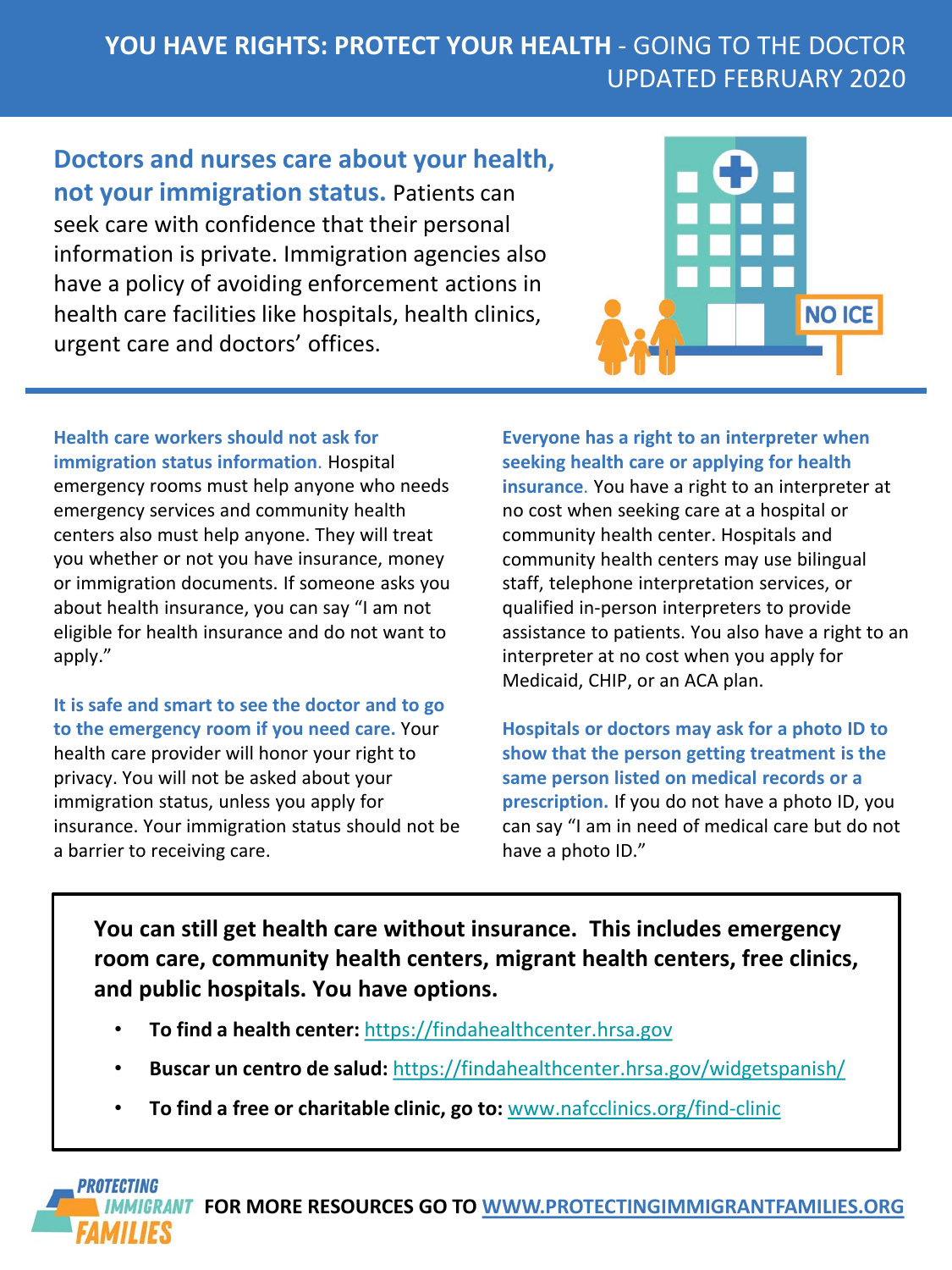# YOU HAVE RIGHTS: PROTECT YOUR HEALTH - GOING TO THE DOCTOR

UPDATED FEBRUARY 2020

**Doctors and nurses care about your health, not your immigration status.** Patients can seek care with confidence that their personal information is private. Immigration agencies also have a policy of avoiding enforcement actions in health care facilities like hospitals, health clinics, urgent care and doctors' offices.

**Health care workers should not ask for immigration status information.** Hospital emergency rooms must help anyone who needs emergency services and community health centers also must help anyone. They will treat you whether or not you have insurance, money or immigration documents. If someone asks you about health insurance, you can say "I am not eligible for health insurance and do not want to apply."

**It is safe and smart to see the doctor and to go to the emergency room if you need care.** Your health care provider will honor your right to privacy. You will not be asked about your immigration status, unless you apply for insurance. Your immigration status should not be a barrier to receiving care.

**Everyone has a right to an interpreter when seeking health care or applying for health insurance.** You have a right to an interpreter at no cost when seeking care at a hospital or community health center. Hospitals and community health centers may use bilingual staff, telephone interpretation services, or qualified in-person interpreters to provide assistance to patients. You also have a right to an interpreter at no cost when you apply for Medicaid, CHIP, or an ACA plan.

**Hospitals or doctors may ask for a photo ID to show that the person getting treatment is the same person listed on medical records or a prescription.** If you do not have a photo ID, you can say "I am in need of medical care but do not have a photo ID."

**You can still get health care without insurance. This includes emergency room care, community health centers, migrant health centers, free clinics, and public hospitals. You have options.**

- **To find a health center:** https://findahealthcenter.hrsa.gov
- **Buscar un centro de salud:** https://findahealthcenter.hrsa.gov/widgetspanish/
- **To find a free or charitable clinic, go to:** www.nafcclinics.org/find-clinic

PROTECTING IMMIGRANT FAMILIES **FOR MORE RESOURCES GO TO WWW.PROTECTINGIMMIGRANTFAMILIES.ORG**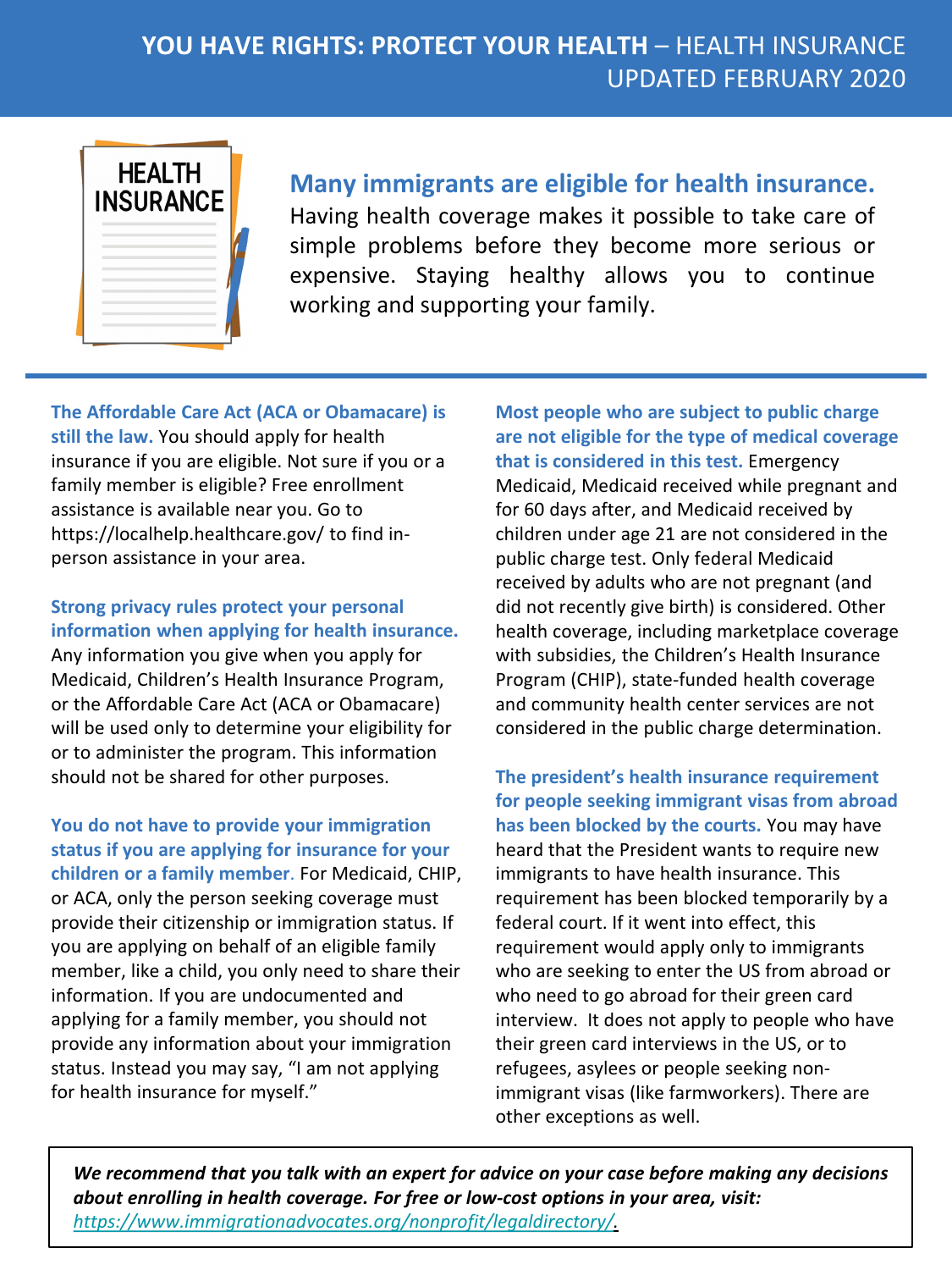# YOU HAVE RIGHTS: PROTECT YOUR HEALTH – HEALTH INSURANCE

UPDATED FEBRUARY 2020

HEALTH INSURANCE

## Many immigrants are eligible for health insurance.

Having health coverage makes it possible to take care of simple problems before they become more serious or expensive. Staying healthy allows you to continue working and supporting your family.

**The Affordable Care Act (ACA or Obamacare) is still the law.** You should apply for health insurance if you are eligible. Not sure if you or a family member is eligible? Free enrollment assistance is available near you. Go to https://localhelp.healthcare.gov/ to find in-person assistance in your area.

**Strong privacy rules protect your personal information when applying for health insurance.** Any information you give when you apply for Medicaid, Children's Health Insurance Program, or the Affordable Care Act (ACA or Obamacare) will be used only to determine your eligibility for or to administer the program. This information should not be shared for other purposes.

**You do not have to provide your immigration status if you are applying for insurance for your children or a family member**. For Medicaid, CHIP, or ACA, only the person seeking coverage must provide their citizenship or immigration status. If you are applying on behalf of an eligible family member, like a child, you only need to share their information. If you are undocumented and applying for a family member, you should not provide any information about your immigration status. Instead you may say, "I am not applying for health insurance for myself."

**Most people who are subject to public charge are not eligible for the type of medical coverage that is considered in this test.** Emergency Medicaid, Medicaid received while pregnant and for 60 days after, and Medicaid received by children under age 21 are not considered in the public charge test. Only federal Medicaid received by adults who are not pregnant (and did not recently give birth) is considered. Other health coverage, including marketplace coverage with subsidies, the Children's Health Insurance Program (CHIP), state-funded health coverage and community health center services are not considered in the public charge determination.

**The president's health insurance requirement for people seeking immigrant visas from abroad has been blocked by the courts.** You may have heard that the President wants to require new immigrants to have health insurance. This requirement has been blocked temporarily by a federal court. If it went into effect, this requirement would apply only to immigrants who are seeking to enter the US from abroad or who need to go abroad for their green card interview. It does not apply to people who have their green card interviews in the US, or to refugees, asylees or people seeking non-immigrant visas (like farmworkers). There are other exceptions as well.

*We recommend that you talk with an expert for advice on your case before making any decisions about enrolling in health coverage. For free or low-cost options in your area, visit: https://www.immigrationadvocates.org/nonprofit/legaldirectory/.*